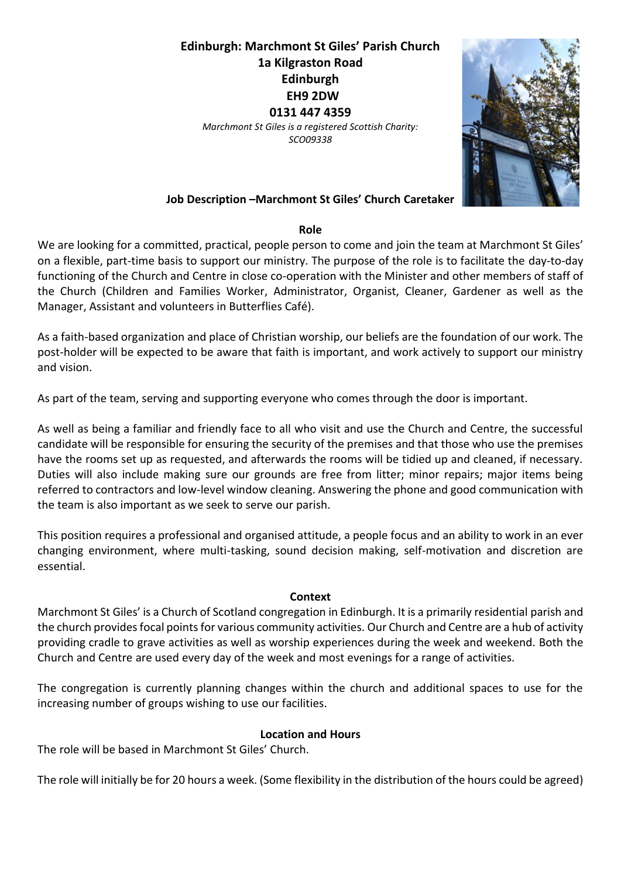**Edinburgh: Marchmont St Giles' Parish Church**
**1a Kilgraston Road**
**Edinburgh**
**EH9 2DW**
**0131 447 4359**

*Marchmont St Giles is a registered Scottish Charity: SCO09338*

**Job Description –Marchmont St Giles' Church Caretaker**

## Role

We are looking for a committed, practical, people person to come and join the team at Marchmont St Giles' on a flexible, part-time basis to support our ministry. The purpose of the role is to facilitate the day-to-day functioning of the Church and Centre in close co-operation with the Minister and other members of staff of the Church (Children and Families Worker, Administrator, Organist, Cleaner, Gardener as well as the Manager, Assistant and volunteers in Butterflies Café).

As a faith-based organization and place of Christian worship, our beliefs are the foundation of our work. The post-holder will be expected to be aware that faith is important, and work actively to support our ministry and vision.

As part of the team, serving and supporting everyone who comes through the door is important.

As well as being a familiar and friendly face to all who visit and use the Church and Centre, the successful candidate will be responsible for ensuring the security of the premises and that those who use the premises have the rooms set up as requested, and afterwards the rooms will be tidied up and cleaned, if necessary. Duties will also include making sure our grounds are free from litter; minor repairs; major items being referred to contractors and low-level window cleaning. Answering the phone and good communication with the team is also important as we seek to serve our parish.

This position requires a professional and organised attitude, a people focus and an ability to work in an ever changing environment, where multi-tasking, sound decision making, self-motivation and discretion are essential.

## Context

Marchmont St Giles' is a Church of Scotland congregation in Edinburgh. It is a primarily residential parish and the church provides focal points for various community activities. Our Church and Centre are a hub of activity providing cradle to grave activities as well as worship experiences during the week and weekend. Both the Church and Centre are used every day of the week and most evenings for a range of activities.

The congregation is currently planning changes within the church and additional spaces to use for the increasing number of groups wishing to use our facilities.

## Location and Hours

The role will be based in Marchmont St Giles' Church.

The role will initially be for 20 hours a week. (Some flexibility in the distribution of the hours could be agreed)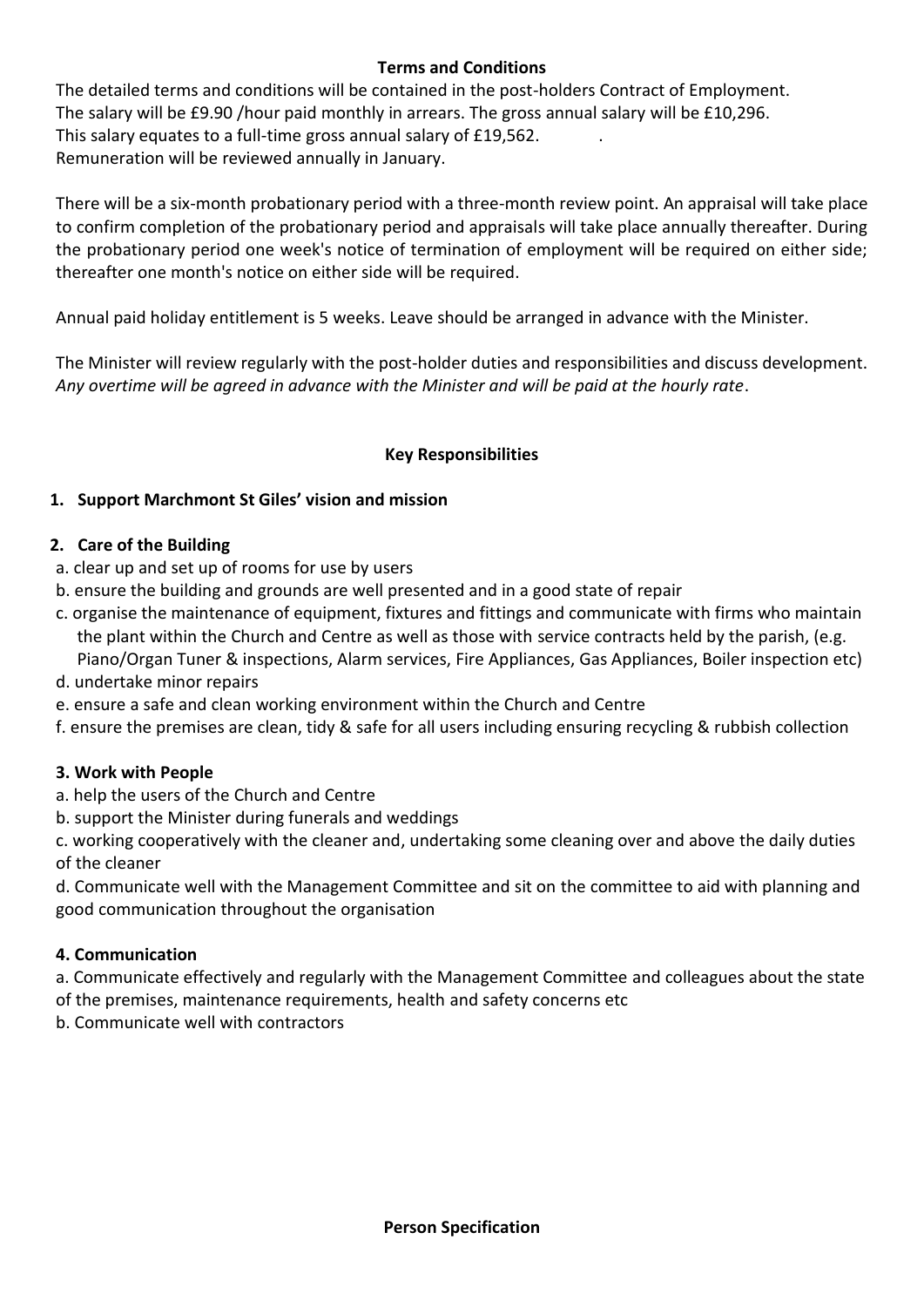**Terms and Conditions**

The detailed terms and conditions will be contained in the post-holders Contract of Employment.
The salary will be £9.90 /hour paid monthly in arrears. The gross annual salary will be £10,296.
This salary equates to a full-time gross annual salary of £19,562.
Remuneration will be reviewed annually in January.

There will be a six-month probationary period with a three-month review point. An appraisal will take place to confirm completion of the probationary period and appraisals will take place annually thereafter. During the probationary period one week's notice of termination of employment will be required on either side; thereafter one month's notice on either side will be required.

Annual paid holiday entitlement is 5 weeks. Leave should be arranged in advance with the Minister.

The Minister will review regularly with the post-holder duties and responsibilities and discuss development. *Any overtime will be agreed in advance with the Minister and will be paid at the hourly rate*.

**Key Responsibilities**

**1. Support Marchmont St Giles' vision and mission**

**2. Care of the Building**

a. clear up and set up of rooms for use by users
b. ensure the building and grounds are well presented and in a good state of repair
c. organise the maintenance of equipment, fixtures and fittings and communicate with firms who maintain the plant within the Church and Centre as well as those with service contracts held by the parish, (e.g. Piano/Organ Tuner & inspections, Alarm services, Fire Appliances, Gas Appliances, Boiler inspection etc)
d. undertake minor repairs
e. ensure a safe and clean working environment within the Church and Centre
f. ensure the premises are clean, tidy & safe for all users including ensuring recycling & rubbish collection

**3. Work with People**

a. help the users of the Church and Centre
b. support the Minister during funerals and weddings
c. working cooperatively with the cleaner and, undertaking some cleaning over and above the daily duties of the cleaner
d. Communicate well with the Management Committee and sit on the committee to aid with planning and good communication throughout the organisation

**4. Communication**

a. Communicate effectively and regularly with the Management Committee and colleagues about the state of the premises, maintenance requirements, health and safety concerns etc
b. Communicate well with contractors

**Person Specification**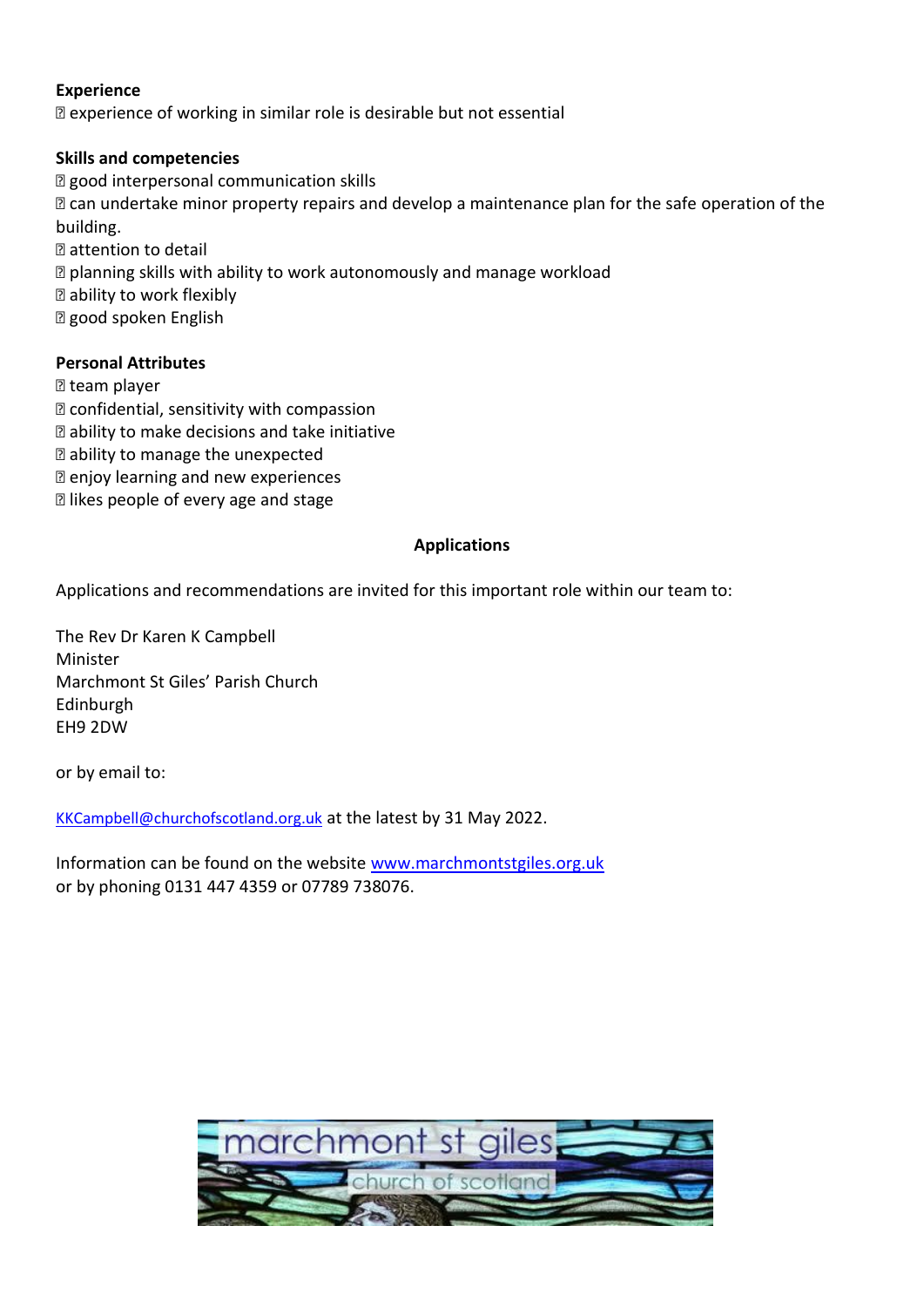**Experience**

- experience of working in similar role is desirable but not essential

**Skills and competencies**

- good interpersonal communication skills
- can undertake minor property repairs and develop a maintenance plan for the safe operation of the building.
- attention to detail
- planning skills with ability to work autonomously and manage workload
- ability to work flexibly
- good spoken English

**Personal Attributes**

- team player
- confidential, sensitivity with compassion
- ability to make decisions and take initiative
- ability to manage the unexpected
- enjoy learning and new experiences
- likes people of every age and stage

## Applications

Applications and recommendations are invited for this important role within our team to:

The Rev Dr Karen K Campbell
Minister
Marchmont St Giles' Parish Church
Edinburgh
EH9 2DW

or by email to:

KKCampbell@churchofscotland.org.uk at the latest by 31 May 2022.

Information can be found on the website www.marchmontstgiles.org.uk
or by phoning 0131 447 4359 or 07789 738076.

marchmont st giles
church of scotland